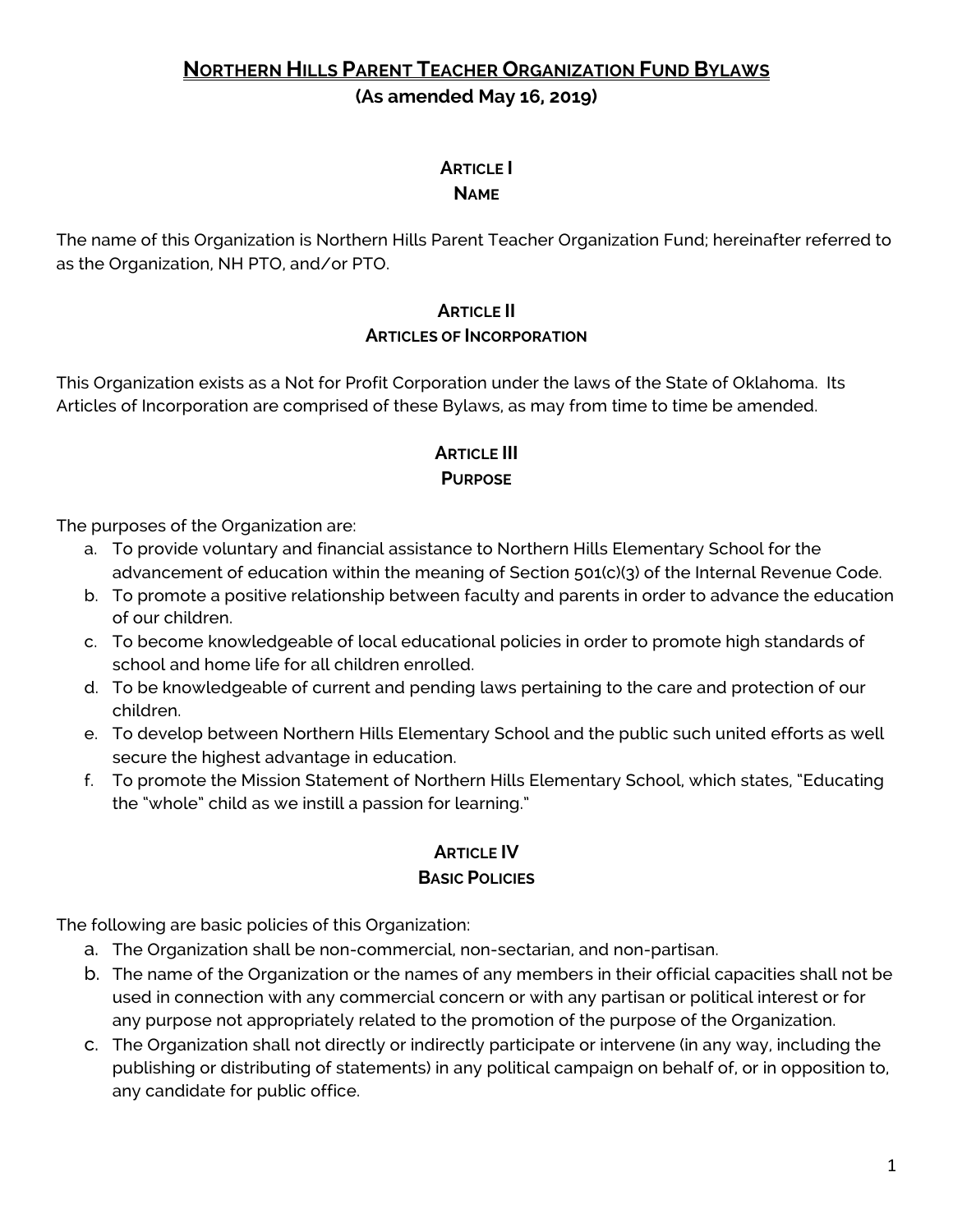# Northern Hills Parent Teacher Organization Fund Bylaws

**(As amended May 16, 2019)**

## Article I
## Name

The name of this Organization is Northern Hills Parent Teacher Organization Fund; hereinafter referred to as the Organization, NH PTO, and/or PTO.

## Article II
## Articles of Incorporation

This Organization exists as a Not for Profit Corporation under the laws of the State of Oklahoma. Its Articles of Incorporation are comprised of these Bylaws, as may from time to time be amended.

## Article III
## Purpose

The purposes of the Organization are:

a. To provide voluntary and financial assistance to Northern Hills Elementary School for the advancement of education within the meaning of Section 501(c)(3) of the Internal Revenue Code.
b. To promote a positive relationship between faculty and parents in order to advance the education of our children.
c. To become knowledgeable of local educational policies in order to promote high standards of school and home life for all children enrolled.
d. To be knowledgeable of current and pending laws pertaining to the care and protection of our children.
e. To develop between Northern Hills Elementary School and the public such united efforts as well secure the highest advantage in education.
f. To promote the Mission Statement of Northern Hills Elementary School, which states, "Educating the "whole" child as we instill a passion for learning."

## Article IV
## Basic Policies

The following are basic policies of this Organization:

a. The Organization shall be non-commercial, non-sectarian, and non-partisan.
b. The name of the Organization or the names of any members in their official capacities shall not be used in connection with any commercial concern or with any partisan or political interest or for any purpose not appropriately related to the promotion of the purpose of the Organization.
c. The Organization shall not directly or indirectly participate or intervene (in any way, including the publishing or distributing of statements) in any political campaign on behalf of, or in opposition to, any candidate for public office.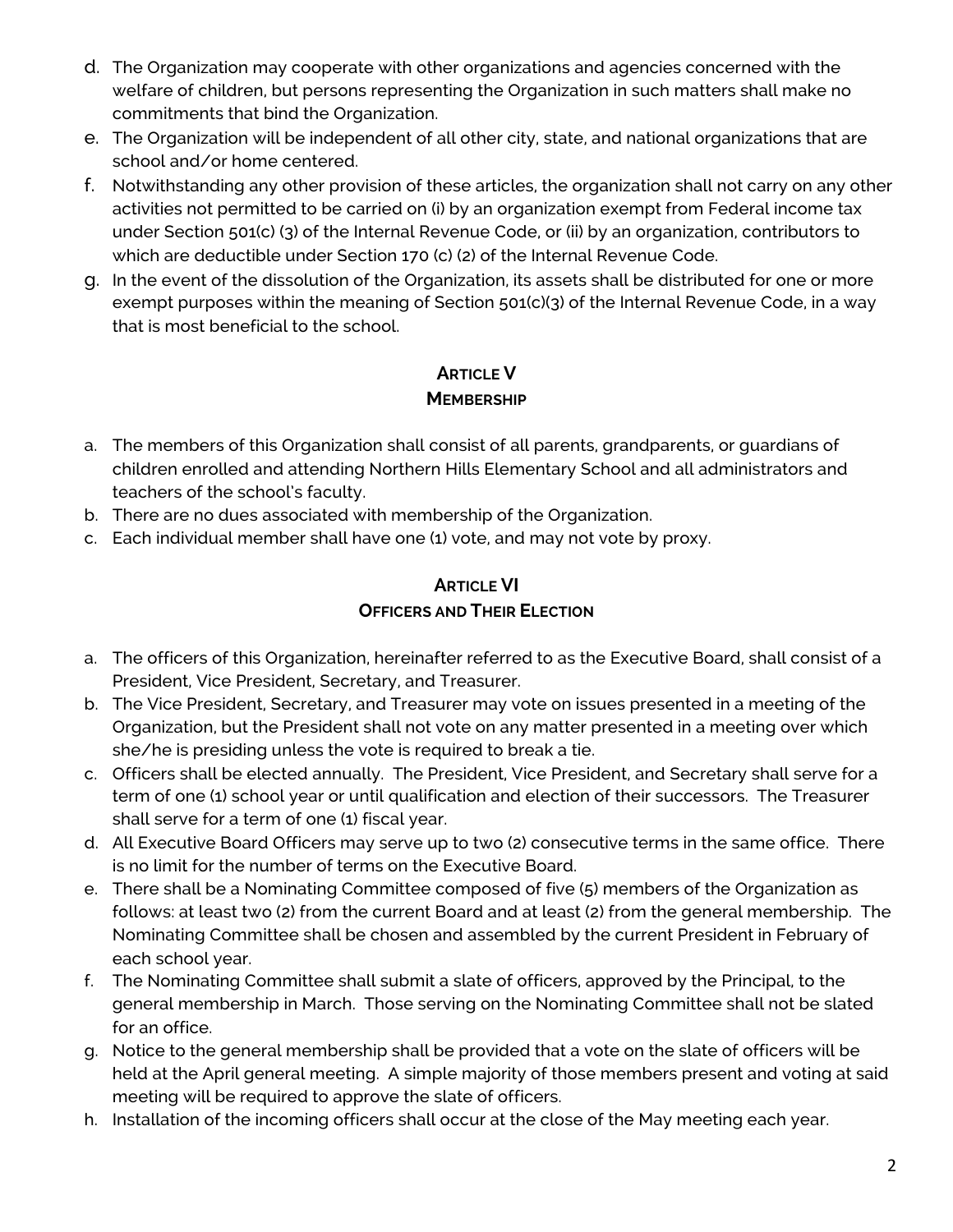d. The Organization may cooperate with other organizations and agencies concerned with the welfare of children, but persons representing the Organization in such matters shall make no commitments that bind the Organization.
e. The Organization will be independent of all other city, state, and national organizations that are school and/or home centered.
f. Notwithstanding any other provision of these articles, the organization shall not carry on any other activities not permitted to be carried on (i) by an organization exempt from Federal income tax under Section 501(c) (3) of the Internal Revenue Code, or (ii) by an organization, contributors to which are deductible under Section 170 (c) (2) of the Internal Revenue Code.
g. In the event of the dissolution of the Organization, its assets shall be distributed for one or more exempt purposes within the meaning of Section 501(c)(3) of the Internal Revenue Code, in a way that is most beneficial to the school.

## Article V
## Membership

a. The members of this Organization shall consist of all parents, grandparents, or guardians of children enrolled and attending Northern Hills Elementary School and all administrators and teachers of the school's faculty.
b. There are no dues associated with membership of the Organization.
c. Each individual member shall have one (1) vote, and may not vote by proxy.

## Article VI
## Officers and Their Election

a. The officers of this Organization, hereinafter referred to as the Executive Board, shall consist of a President, Vice President, Secretary, and Treasurer.
b. The Vice President, Secretary, and Treasurer may vote on issues presented in a meeting of the Organization, but the President shall not vote on any matter presented in a meeting over which she/he is presiding unless the vote is required to break a tie.
c. Officers shall be elected annually. The President, Vice President, and Secretary shall serve for a term of one (1) school year or until qualification and election of their successors. The Treasurer shall serve for a term of one (1) fiscal year.
d. All Executive Board Officers may serve up to two (2) consecutive terms in the same office. There is no limit for the number of terms on the Executive Board.
e. There shall be a Nominating Committee composed of five (5) members of the Organization as follows: at least two (2) from the current Board and at least (2) from the general membership. The Nominating Committee shall be chosen and assembled by the current President in February of each school year.
f. The Nominating Committee shall submit a slate of officers, approved by the Principal, to the general membership in March. Those serving on the Nominating Committee shall not be slated for an office.
g. Notice to the general membership shall be provided that a vote on the slate of officers will be held at the April general meeting. A simple majority of those members present and voting at said meeting will be required to approve the slate of officers.
h. Installation of the incoming officers shall occur at the close of the May meeting each year.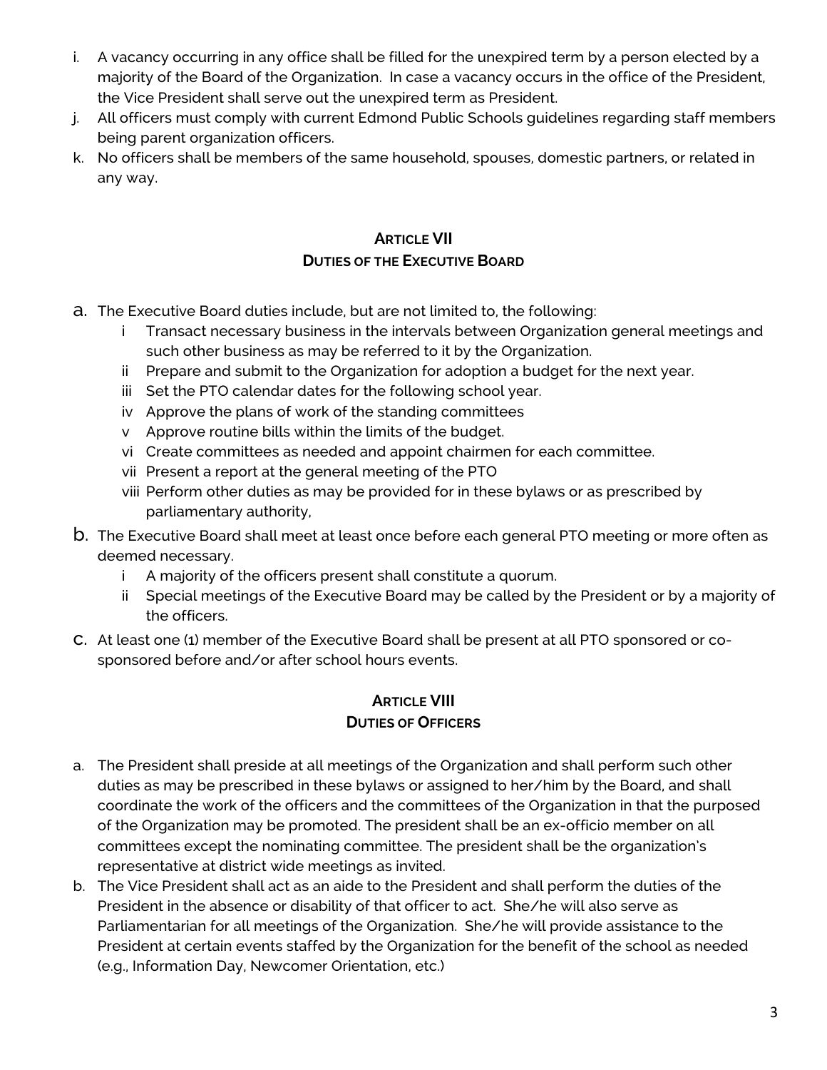i. A vacancy occurring in any office shall be filled for the unexpired term by a person elected by a majority of the Board of the Organization. In case a vacancy occurs in the office of the President, the Vice President shall serve out the unexpired term as President.

j. All officers must comply with current Edmond Public Schools guidelines regarding staff members being parent organization officers.

k. No officers shall be members of the same household, spouses, domestic partners, or related in any way.

## ARTICLE VII
## DUTIES OF THE EXECUTIVE BOARD

a. The Executive Board duties include, but are not limited to, the following:
   - i Transact necessary business in the intervals between Organization general meetings and such other business as may be referred to it by the Organization.
   - ii Prepare and submit to the Organization for adoption a budget for the next year.
   - iii Set the PTO calendar dates for the following school year.
   - iv Approve the plans of work of the standing committees
   - v Approve routine bills within the limits of the budget.
   - vi Create committees as needed and appoint chairmen for each committee.
   - vii Present a report at the general meeting of the PTO
   - viii Perform other duties as may be provided for in these bylaws or as prescribed by parliamentary authority,

b. The Executive Board shall meet at least once before each general PTO meeting or more often as deemed necessary.
   - i A majority of the officers present shall constitute a quorum.
   - ii Special meetings of the Executive Board may be called by the President or by a majority of the officers.

c. At least one (1) member of the Executive Board shall be present at all PTO sponsored or co-sponsored before and/or after school hours events.

## ARTICLE VIII
## DUTIES OF OFFICERS

a. The President shall preside at all meetings of the Organization and shall perform such other duties as may be prescribed in these bylaws or assigned to her/him by the Board, and shall coordinate the work of the officers and the committees of the Organization in that the purposed of the Organization may be promoted. The president shall be an ex-officio member on all committees except the nominating committee. The president shall be the organization's representative at district wide meetings as invited.

b. The Vice President shall act as an aide to the President and shall perform the duties of the President in the absence or disability of that officer to act. She/he will also serve as Parliamentarian for all meetings of the Organization. She/he will provide assistance to the President at certain events staffed by the Organization for the benefit of the school as needed (e.g., Information Day, Newcomer Orientation, etc.)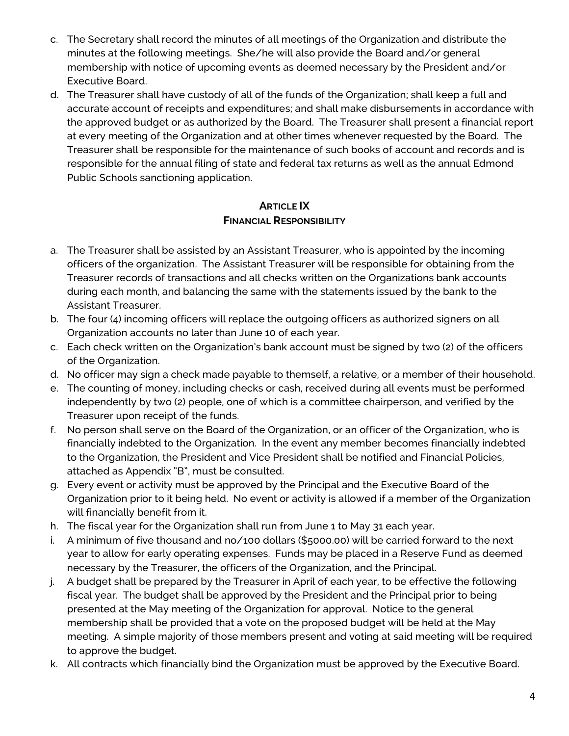c. The Secretary shall record the minutes of all meetings of the Organization and distribute the minutes at the following meetings. She/he will also provide the Board and/or general membership with notice of upcoming events as deemed necessary by the President and/or Executive Board.

d. The Treasurer shall have custody of all of the funds of the Organization; shall keep a full and accurate account of receipts and expenditures; and shall make disbursements in accordance with the approved budget or as authorized by the Board. The Treasurer shall present a financial report at every meeting of the Organization and at other times whenever requested by the Board. The Treasurer shall be responsible for the maintenance of such books of account and records and is responsible for the annual filing of state and federal tax returns as well as the annual Edmond Public Schools sanctioning application.

## **ARTICLE IX**
## **FINANCIAL RESPONSIBILITY**

a. The Treasurer shall be assisted by an Assistant Treasurer, who is appointed by the incoming officers of the organization. The Assistant Treasurer will be responsible for obtaining from the Treasurer records of transactions and all checks written on the Organizations bank accounts during each month, and balancing the same with the statements issued by the bank to the Assistant Treasurer.

b. The four (4) incoming officers will replace the outgoing officers as authorized signers on all Organization accounts no later than June 10 of each year.

c. Each check written on the Organization's bank account must be signed by two (2) of the officers of the Organization.

d. No officer may sign a check made payable to themself, a relative, or a member of their household.

e. The counting of money, including checks or cash, received during all events must be performed independently by two (2) people, one of which is a committee chairperson, and verified by the Treasurer upon receipt of the funds.

f. No person shall serve on the Board of the Organization, or an officer of the Organization, who is financially indebted to the Organization. In the event any member becomes financially indebted to the Organization, the President and Vice President shall be notified and Financial Policies, attached as Appendix "B", must be consulted.

g. Every event or activity must be approved by the Principal and the Executive Board of the Organization prior to it being held. No event or activity is allowed if a member of the Organization will financially benefit from it.

h. The fiscal year for the Organization shall run from June 1 to May 31 each year.

i. A minimum of five thousand and no/100 dollars ($5000.00) will be carried forward to the next year to allow for early operating expenses. Funds may be placed in a Reserve Fund as deemed necessary by the Treasurer, the officers of the Organization, and the Principal.

j. A budget shall be prepared by the Treasurer in April of each year, to be effective the following fiscal year. The budget shall be approved by the President and the Principal prior to being presented at the May meeting of the Organization for approval. Notice to the general membership shall be provided that a vote on the proposed budget will be held at the May meeting. A simple majority of those members present and voting at said meeting will be required to approve the budget.

k. All contracts which financially bind the Organization must be approved by the Executive Board.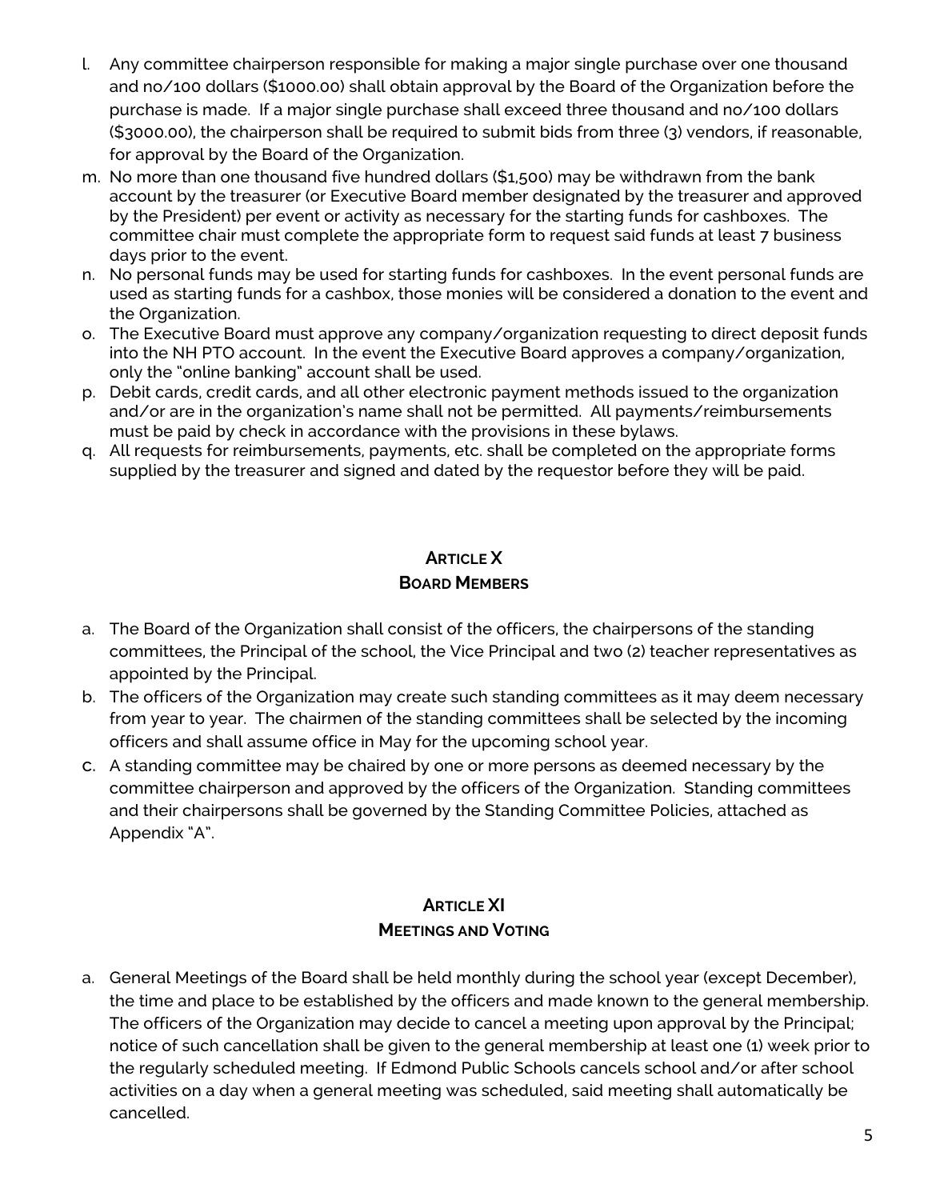l. Any committee chairperson responsible for making a major single purchase over one thousand and no/100 dollars ($1000.00) shall obtain approval by the Board of the Organization before the purchase is made. If a major single purchase shall exceed three thousand and no/100 dollars ($3000.00), the chairperson shall be required to submit bids from three (3) vendors, if reasonable, for approval by the Board of the Organization.

m. No more than one thousand five hundred dollars ($1,500) may be withdrawn from the bank account by the treasurer (or Executive Board member designated by the treasurer and approved by the President) per event or activity as necessary for the starting funds for cashboxes. The committee chair must complete the appropriate form to request said funds at least 7 business days prior to the event.

n. No personal funds may be used for starting funds for cashboxes. In the event personal funds are used as starting funds for a cashbox, those monies will be considered a donation to the event and the Organization.

o. The Executive Board must approve any company/organization requesting to direct deposit funds into the NH PTO account. In the event the Executive Board approves a company/organization, only the "online banking" account shall be used.

p. Debit cards, credit cards, and all other electronic payment methods issued to the organization and/or are in the organization's name shall not be permitted. All payments/reimbursements must be paid by check in accordance with the provisions in these bylaws.

q. All requests for reimbursements, payments, etc. shall be completed on the appropriate forms supplied by the treasurer and signed and dated by the requestor before they will be paid.

## Article X
## Board Members

a. The Board of the Organization shall consist of the officers, the chairpersons of the standing committees, the Principal of the school, the Vice Principal and two (2) teacher representatives as appointed by the Principal.

b. The officers of the Organization may create such standing committees as it may deem necessary from year to year. The chairmen of the standing committees shall be selected by the incoming officers and shall assume office in May for the upcoming school year.

c. A standing committee may be chaired by one or more persons as deemed necessary by the committee chairperson and approved by the officers of the Organization. Standing committees and their chairpersons shall be governed by the Standing Committee Policies, attached as Appendix "A".

## Article XI
## Meetings and Voting

a. General Meetings of the Board shall be held monthly during the school year (except December), the time and place to be established by the officers and made known to the general membership. The officers of the Organization may decide to cancel a meeting upon approval by the Principal; notice of such cancellation shall be given to the general membership at least one (1) week prior to the regularly scheduled meeting. If Edmond Public Schools cancels school and/or after school activities on a day when a general meeting was scheduled, said meeting shall automatically be cancelled.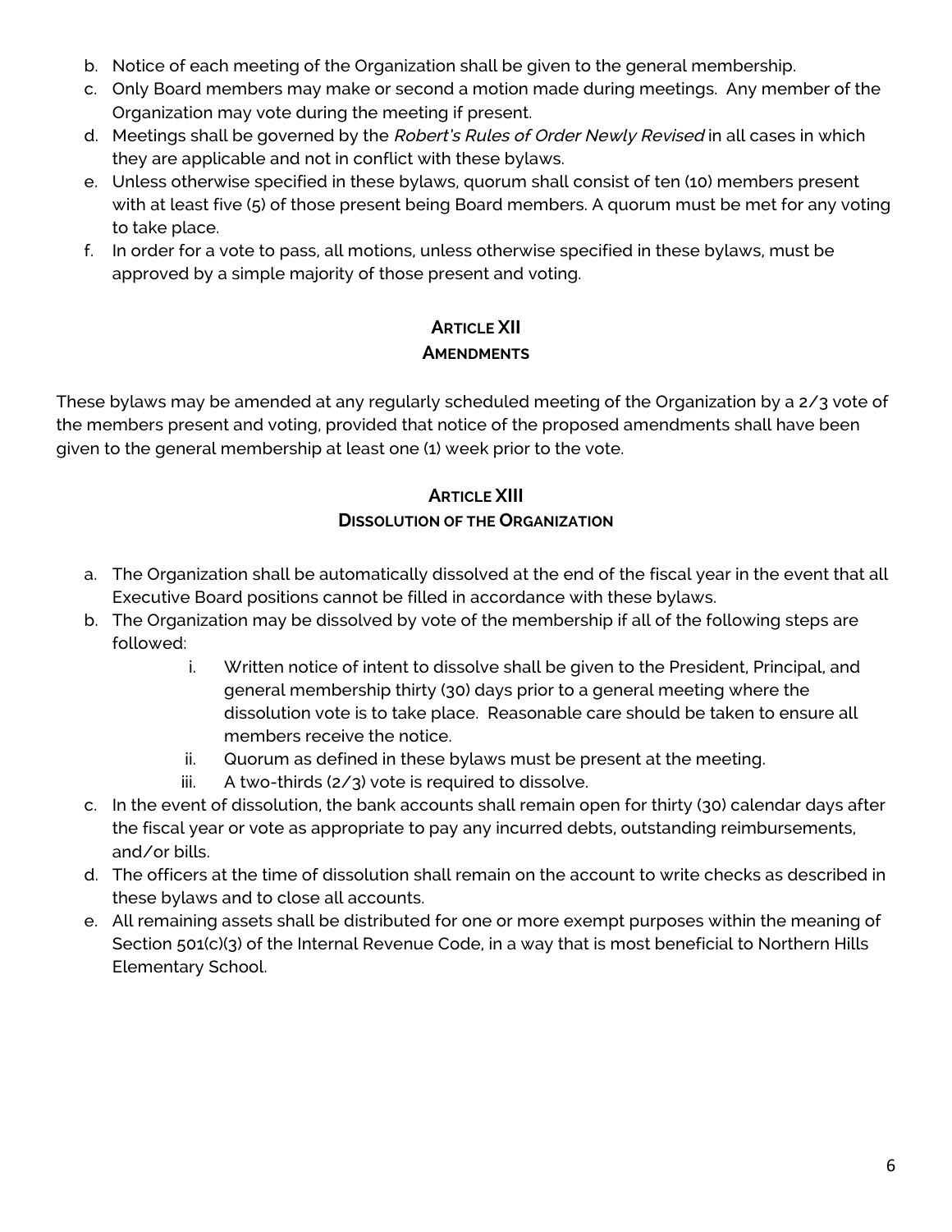b. Notice of each meeting of the Organization shall be given to the general membership.
c. Only Board members may make or second a motion made during meetings. Any member of the Organization may vote during the meeting if present.
d. Meetings shall be governed by the *Robert's Rules of Order Newly Revised* in all cases in which they are applicable and not in conflict with these bylaws.
e. Unless otherwise specified in these bylaws, quorum shall consist of ten (10) members present with at least five (5) of those present being Board members. A quorum must be met for any voting to take place.
f. In order for a vote to pass, all motions, unless otherwise specified in these bylaws, must be approved by a simple majority of those present and voting.

## ARTICLE XII
## AMENDMENTS

These bylaws may be amended at any regularly scheduled meeting of the Organization by a 2/3 vote of the members present and voting, provided that notice of the proposed amendments shall have been given to the general membership at least one (1) week prior to the vote.

## ARTICLE XIII
## DISSOLUTION OF THE ORGANIZATION

a. The Organization shall be automatically dissolved at the end of the fiscal year in the event that all Executive Board positions cannot be filled in accordance with these bylaws.
b. The Organization may be dissolved by vote of the membership if all of the following steps are followed:
    i. Written notice of intent to dissolve shall be given to the President, Principal, and general membership thirty (30) days prior to a general meeting where the dissolution vote is to take place. Reasonable care should be taken to ensure all members receive the notice.
    ii. Quorum as defined in these bylaws must be present at the meeting.
    iii. A two-thirds (2/3) vote is required to dissolve.
c. In the event of dissolution, the bank accounts shall remain open for thirty (30) calendar days after the fiscal year or vote as appropriate to pay any incurred debts, outstanding reimbursements, and/or bills.
d. The officers at the time of dissolution shall remain on the account to write checks as described in these bylaws and to close all accounts.
e. All remaining assets shall be distributed for one or more exempt purposes within the meaning of Section 501(c)(3) of the Internal Revenue Code, in a way that is most beneficial to Northern Hills Elementary School.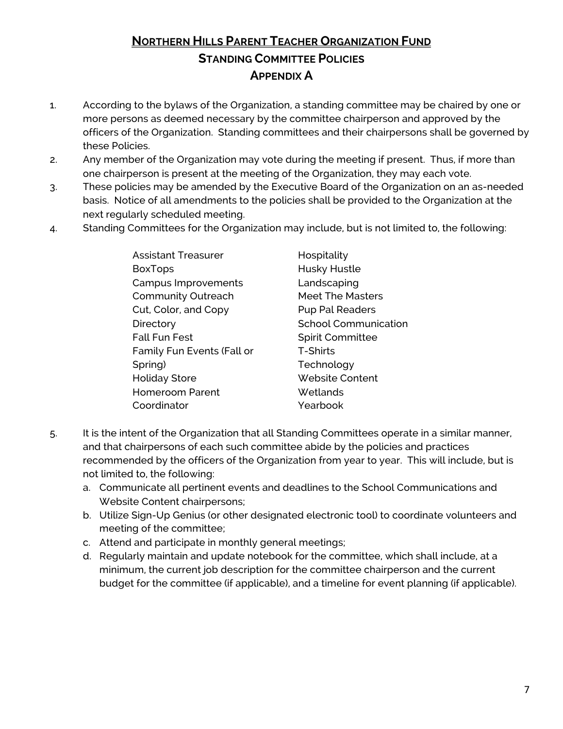# **Northern Hills Parent Teacher Organization Fund**

## **Standing Committee Policies**

## **Appendix A**

1. According to the bylaws of the Organization, a standing committee may be chaired by one or more persons as deemed necessary by the committee chairperson and approved by the officers of the Organization. Standing committees and their chairpersons shall be governed by these Policies.
2. Any member of the Organization may vote during the meeting if present. Thus, if more than one chairperson is present at the meeting of the Organization, they may each vote.
3. These policies may be amended by the Executive Board of the Organization on an as-needed basis. Notice of all amendments to the policies shall be provided to the Organization at the next regularly scheduled meeting.
4. Standing Committees for the Organization may include, but is not limited to, the following:

   - Assistant Treasurer
   - BoxTops
   - Campus Improvements
   - Community Outreach
   - Cut, Color, and Copy
   - Directory
   - Fall Fun Fest
   - Family Fun Events (Fall or Spring)
   - Holiday Store
   - Homeroom Parent Coordinator
   - Hospitality
   - Husky Hustle
   - Landscaping
   - Meet The Masters
   - Pup Pal Readers
   - School Communication
   - Spirit Committee
   - T-Shirts
   - Technology
   - Website Content
   - Wetlands
   - Yearbook

5. It is the intent of the Organization that all Standing Committees operate in a similar manner, and that chairpersons of each such committee abide by the policies and practices recommended by the officers of the Organization from year to year. This will include, but is not limited to, the following:
   a. Communicate all pertinent events and deadlines to the School Communications and Website Content chairpersons;
   b. Utilize Sign-Up Genius (or other designated electronic tool) to coordinate volunteers and meeting of the committee;
   c. Attend and participate in monthly general meetings;
   d. Regularly maintain and update notebook for the committee, which shall include, at a minimum, the current job description for the committee chairperson and the current budget for the committee (if applicable), and a timeline for event planning (if applicable).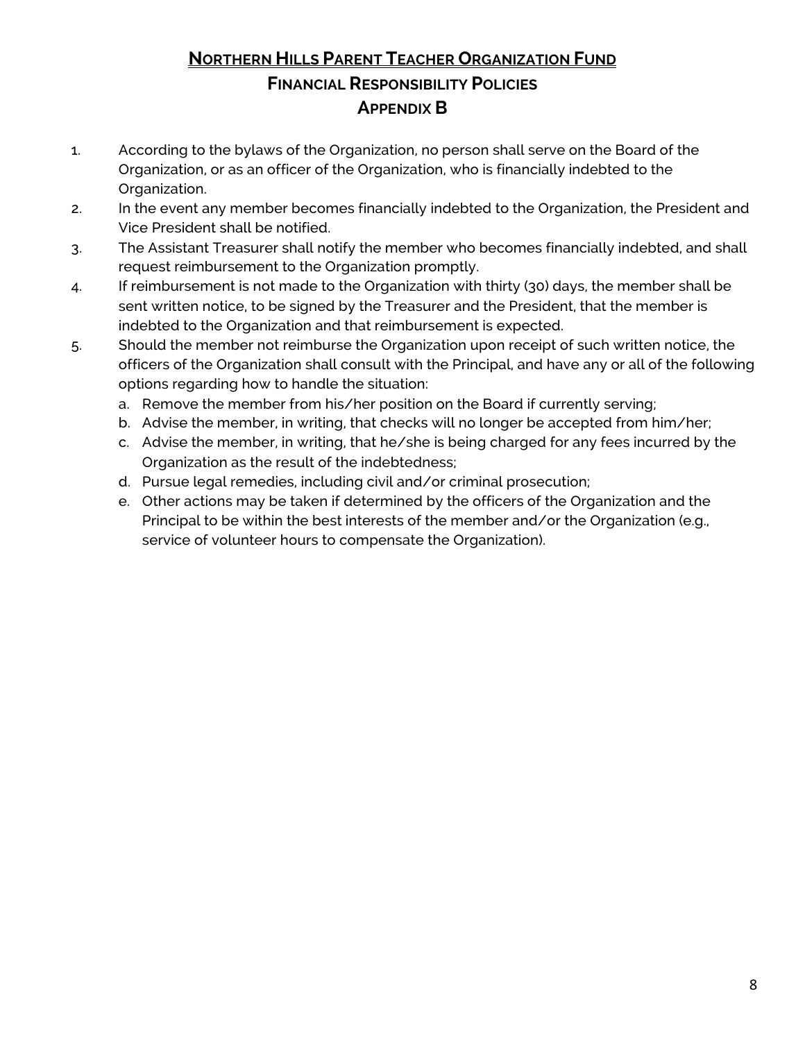# Northern Hills Parent Teacher Organization Fund

## Financial Responsibility Policies

## Appendix B

1. According to the bylaws of the Organization, no person shall serve on the Board of the Organization, or as an officer of the Organization, who is financially indebted to the Organization.
2. In the event any member becomes financially indebted to the Organization, the President and Vice President shall be notified.
3. The Assistant Treasurer shall notify the member who becomes financially indebted, and shall request reimbursement to the Organization promptly.
4. If reimbursement is not made to the Organization with thirty (30) days, the member shall be sent written notice, to be signed by the Treasurer and the President, that the member is indebted to the Organization and that reimbursement is expected.
5. Should the member not reimburse the Organization upon receipt of such written notice, the officers of the Organization shall consult with the Principal, and have any or all of the following options regarding how to handle the situation:
   a. Remove the member from his/her position on the Board if currently serving;
   b. Advise the member, in writing, that checks will no longer be accepted from him/her;
   c. Advise the member, in writing, that he/she is being charged for any fees incurred by the Organization as the result of the indebtedness;
   d. Pursue legal remedies, including civil and/or criminal prosecution;
   e. Other actions may be taken if determined by the officers of the Organization and the Principal to be within the best interests of the member and/or the Organization (e.g., service of volunteer hours to compensate the Organization).